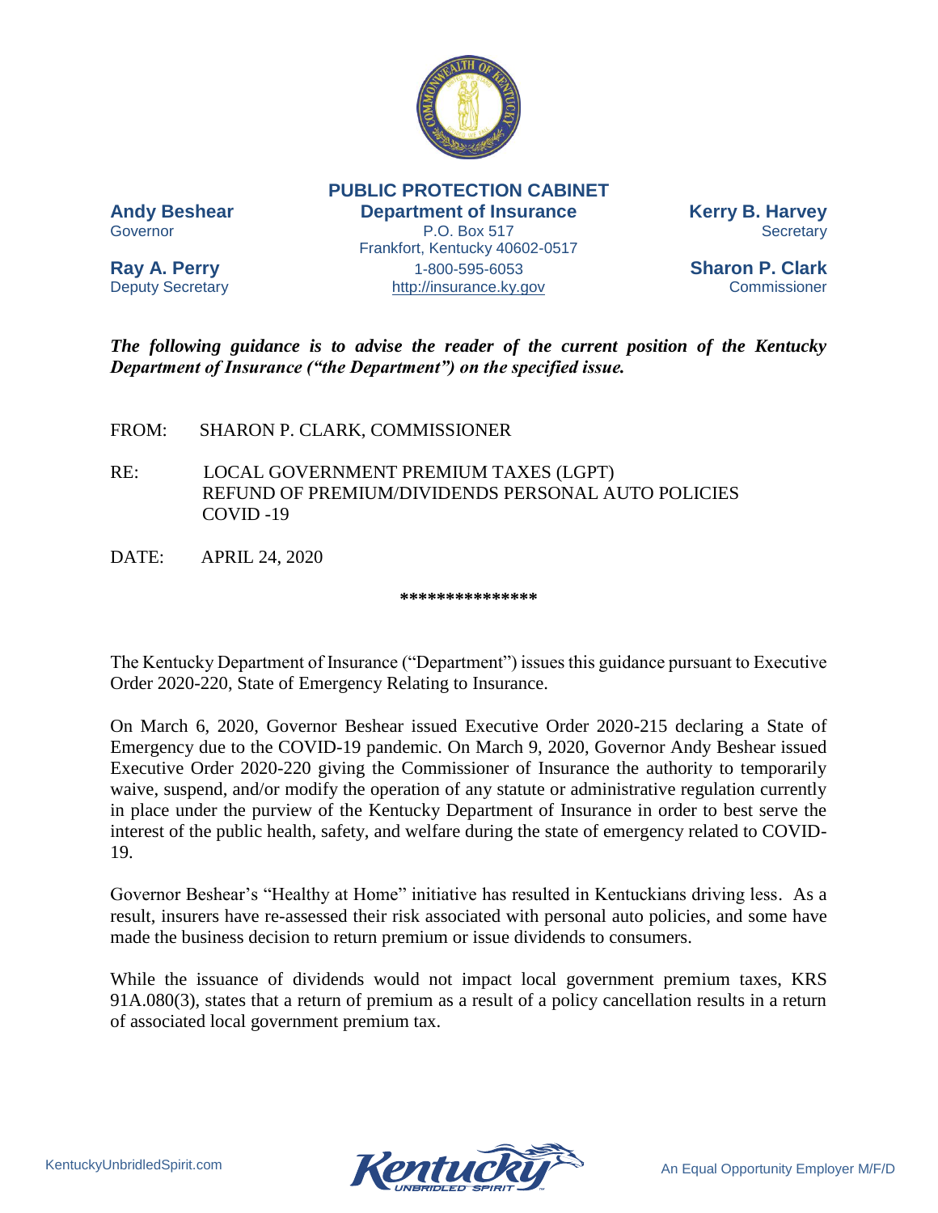**PUBLIC PROTECTION CABINET**
**Department of Insurance**
P.O. Box 517
Frankfort, Kentucky 40602-0517
1-800-595-6053
http://insurance.ky.gov

**Andy Beshear**
Governor

**Ray A. Perry**
Deputy Secretary

**Kerry B. Harvey**
Secretary

**Sharon P. Clark**
Commissioner

***The following guidance is to advise the reader of the current position of the Kentucky Department of Insurance ("the Department") on the specified issue.***

FROM: SHARON P. CLARK, COMMISSIONER

RE: LOCAL GOVERNMENT PREMIUM TAXES (LGPT)
REFUND OF PREMIUM/DIVIDENDS PERSONAL AUTO POLICIES
COVID -19

DATE: APRIL 24, 2020

***************

The Kentucky Department of Insurance ("Department") issues this guidance pursuant to Executive Order 2020-220, State of Emergency Relating to Insurance.

On March 6, 2020, Governor Beshear issued Executive Order 2020-215 declaring a State of Emergency due to the COVID-19 pandemic. On March 9, 2020, Governor Andy Beshear issued Executive Order 2020-220 giving the Commissioner of Insurance the authority to temporarily waive, suspend, and/or modify the operation of any statute or administrative regulation currently in place under the purview of the Kentucky Department of Insurance in order to best serve the interest of the public health, safety, and welfare during the state of emergency related to COVID-19.

Governor Beshear's "Healthy at Home" initiative has resulted in Kentuckians driving less. As a result, insurers have re-assessed their risk associated with personal auto policies, and some have made the business decision to return premium or issue dividends to consumers.

While the issuance of dividends would not impact local government premium taxes, KRS 91A.080(3), states that a return of premium as a result of a policy cancellation results in a return of associated local government premium tax.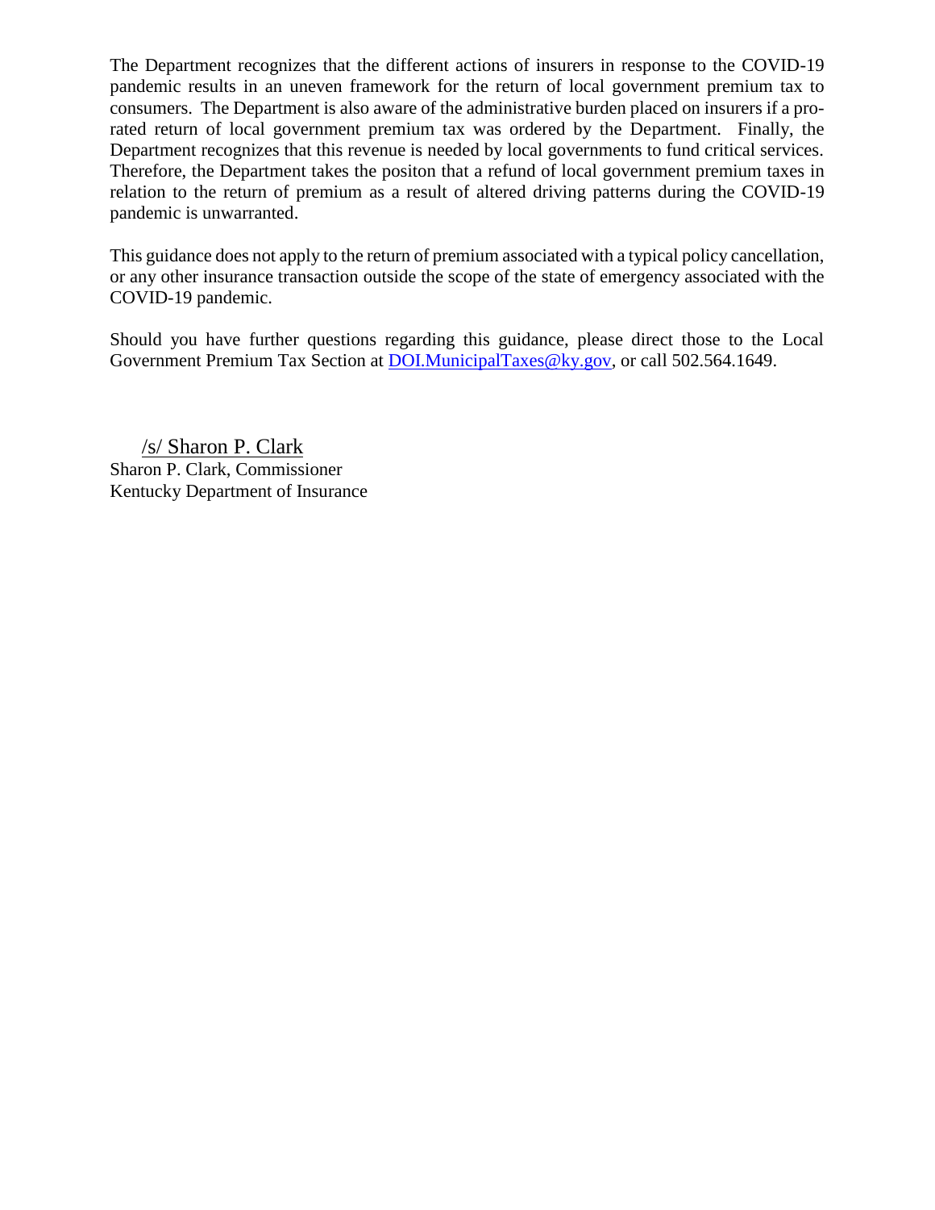The Department recognizes that the different actions of insurers in response to the COVID-19 pandemic results in an uneven framework for the return of local government premium tax to consumers. The Department is also aware of the administrative burden placed on insurers if a pro-rated return of local government premium tax was ordered by the Department. Finally, the Department recognizes that this revenue is needed by local governments to fund critical services. Therefore, the Department takes the positon that a refund of local government premium taxes in relation to the return of premium as a result of altered driving patterns during the COVID-19 pandemic is unwarranted.

This guidance does not apply to the return of premium associated with a typical policy cancellation, or any other insurance transaction outside the scope of the state of emergency associated with the COVID-19 pandemic.

Should you have further questions regarding this guidance, please direct those to the Local Government Premium Tax Section at DOI.MunicipalTaxes@ky.gov, or call 502.564.1649.

/s/ Sharon P. Clark
Sharon P. Clark, Commissioner
Kentucky Department of Insurance